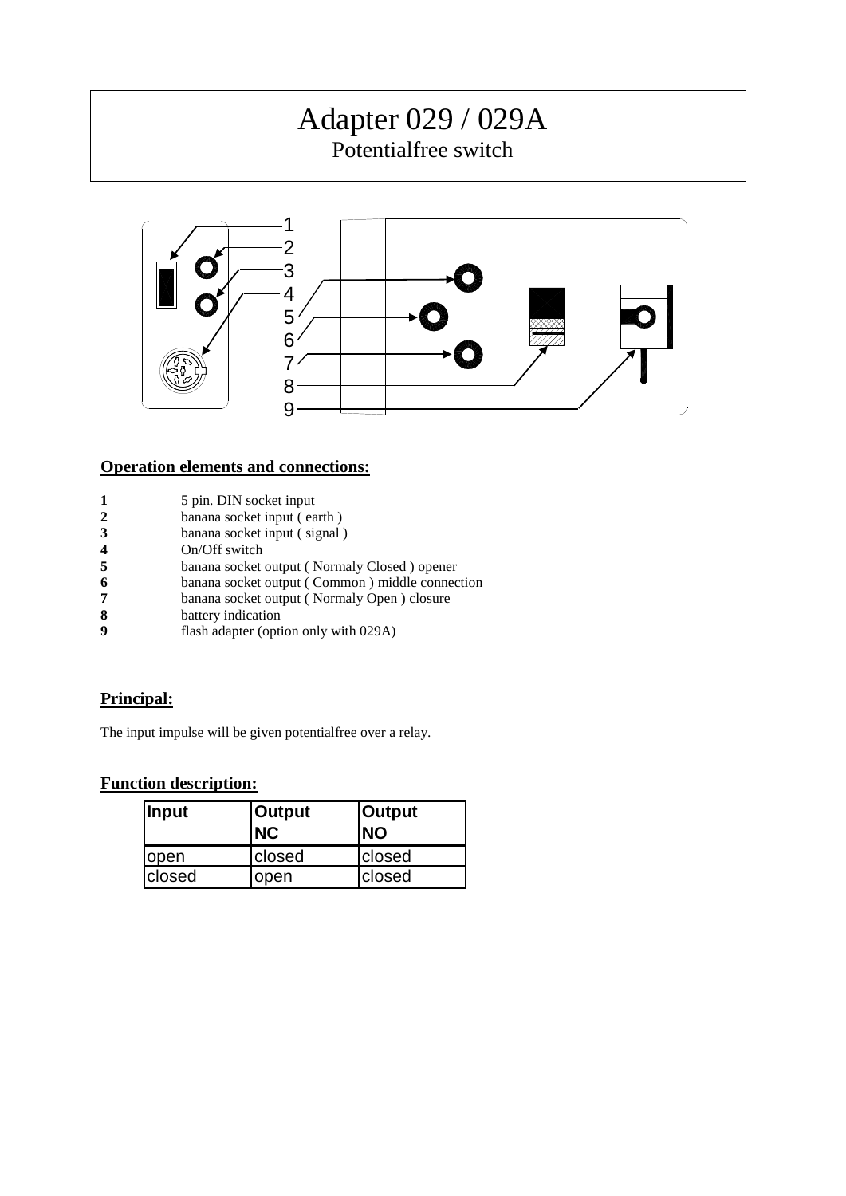# Adapter 029 / 029A

## Potentialfree switch

1
2
3
4
5
6
7
8
9

### Operation elements and connections:

- **1** 5 pin. DIN socket input
- **2** banana socket input ( earth )
- **3** banana socket input ( signal )
- **4** On/Off switch
- **5** banana socket output ( Normaly Closed ) opener
- **6** banana socket output ( Common ) middle connection
- **7** banana socket output ( Normaly Open ) closure
- **8** battery indication
- **9** flash adapter (option only with 029A)

### Principal:

The input impulse will be given potentialfree over a relay.

### Function description:

| Input | Output NC | Output NO |
|---|---|---|
| open | closed | closed |
| closed | open | closed |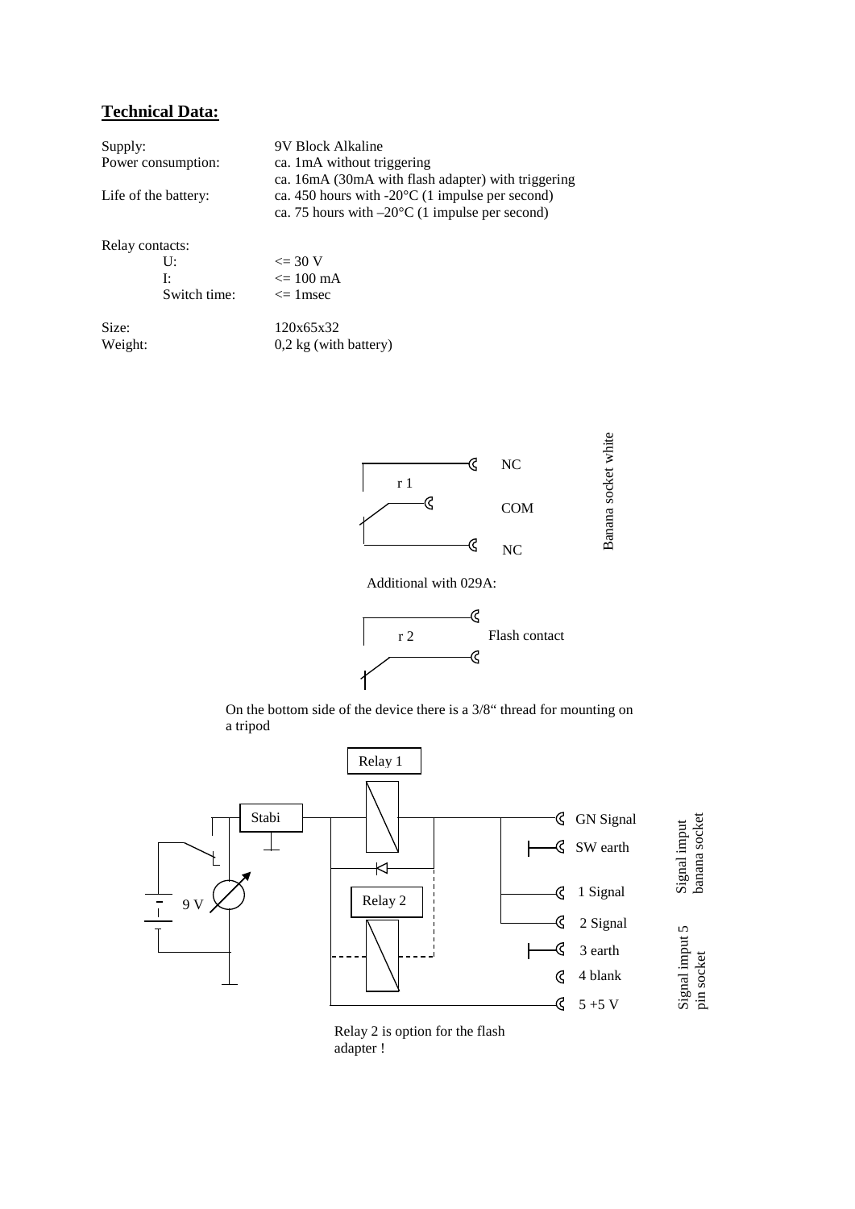## Technical Data:

| | |
|---|---|
| Supply: | 9V Block Alkaline |
| Power consumption: | ca. 1mA without triggering |
| | ca. 16mA (30mA with flash adapter) with triggering |
| Life of the battery: | ca. 450 hours with -20°C (1 impulse per second) |
| | ca. 75 hours with –20°C (1 impulse per second) |
| Relay contacts: | |
| U: | <= 30 V |
| I: | <= 100 mA |
| Switch time: | <= 1msec |
| Size: | 120x65x32 |
| Weight: | 0,2 kg (with battery) |

r 1

NC

COM

NC

Banana socket white

Additional with 029A:

r 2

Flash contact

On the bottom side of the device there is a 3/8“ thread for mounting on a tripod

Relay 1

Stabi

9 V

Relay 2

GN Signal

SW earth

Signal imput banana socket

1 Signal

2 Signal

3 earth

4 blank

5 +5 V

Signal imput 5 pin socket

Relay 2 is option for the flash adapter !